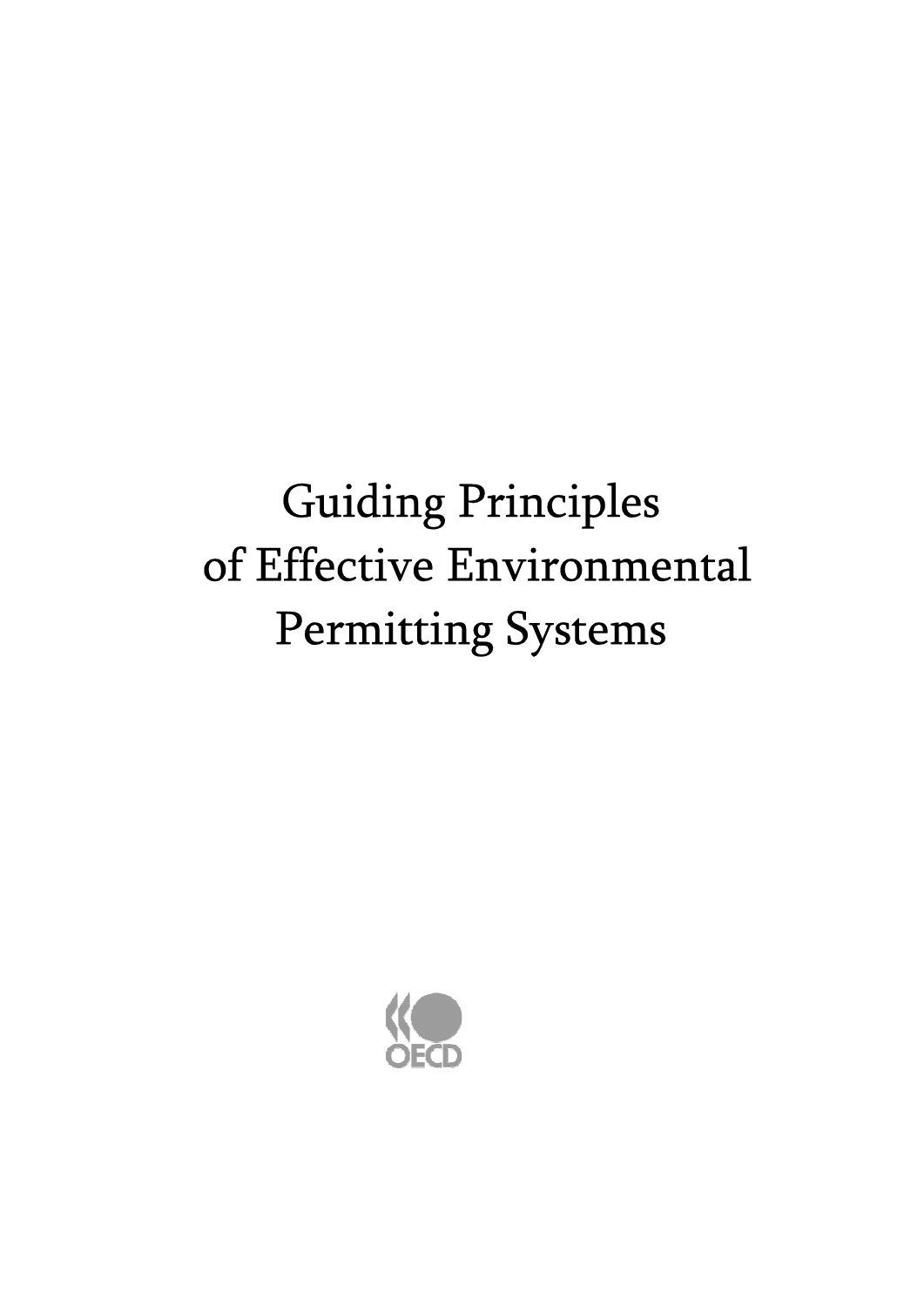# Guiding Principles of Effective Environmental Permitting Systems

OECD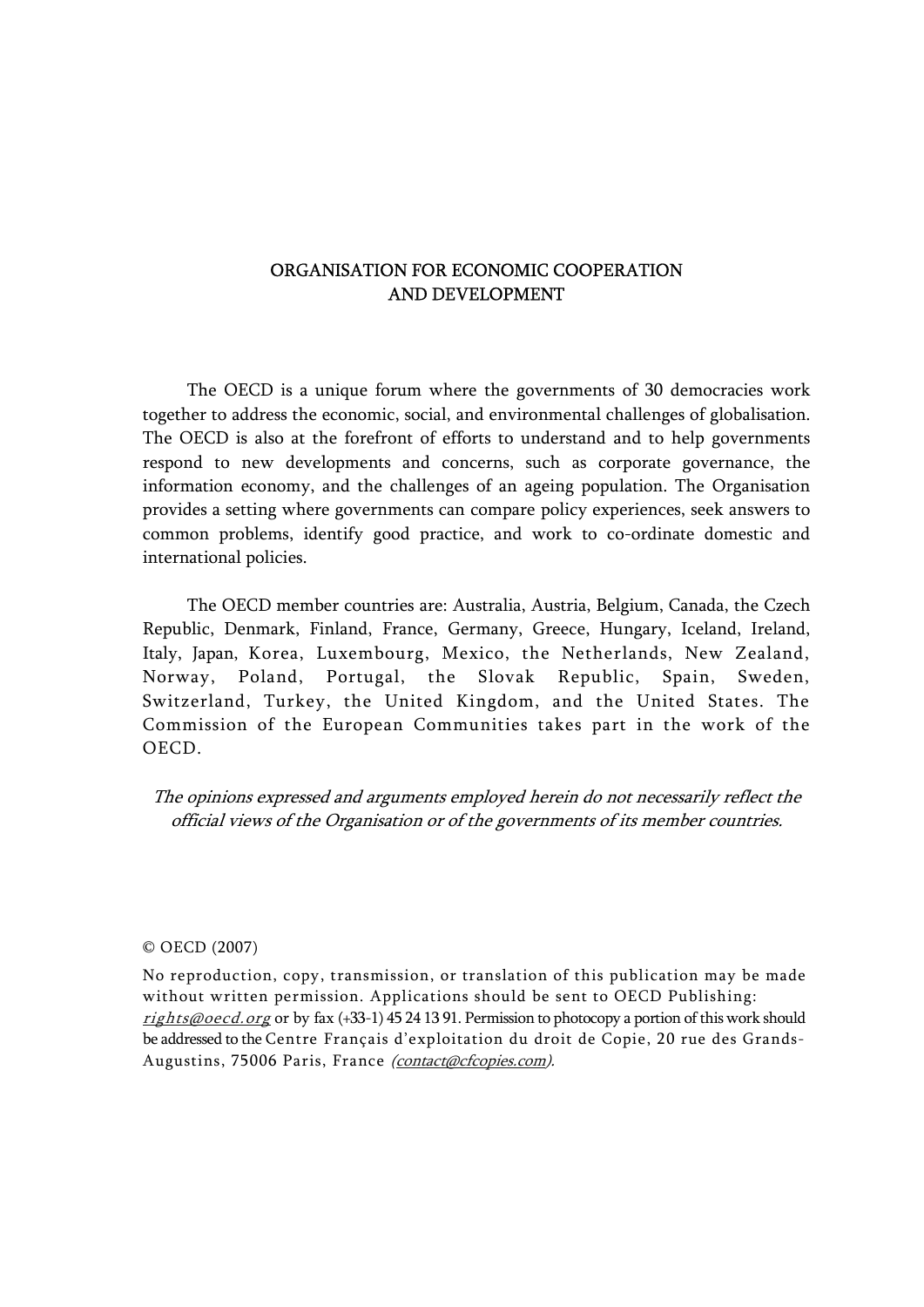# ORGANISATION FOR ECONOMIC COOPERATION AND DEVELOPMENT

The OECD is a unique forum where the governments of 30 democracies work together to address the economic, social, and environmental challenges of globalisation. The OECD is also at the forefront of efforts to understand and to help governments respond to new developments and concerns, such as corporate governance, the information economy, and the challenges of an ageing population. The Organisation provides a setting where governments can compare policy experiences, seek answers to common problems, identify good practice, and work to co-ordinate domestic and international policies.

The OECD member countries are: Australia, Austria, Belgium, Canada, the Czech Republic, Denmark, Finland, France, Germany, Greece, Hungary, Iceland, Ireland, Italy, Japan, Korea, Luxembourg, Mexico, the Netherlands, New Zealand, Norway, Poland, Portugal, the Slovak Republic, Spain, Sweden, Switzerland, Turkey, the United Kingdom, and the United States. The Commission of the European Communities takes part in the work of the OECD.

*The opinions expressed and arguments employed herein do not necessarily reflect the official views of the Organisation or of the governments of its member countries.*

© OECD (2007)

No reproduction, copy, transmission, or translation of this publication may be made without written permission. Applications should be sent to OECD Publishing: *rights@oecd.org* or by fax (+33-1) 45 24 13 91. Permission to photocopy a portion of this work should be addressed to the Centre Français d'exploitation du droit de Copie, 20 rue des Grands-Augustins, 75006 Paris, France *(contact@cfcopies.com)*.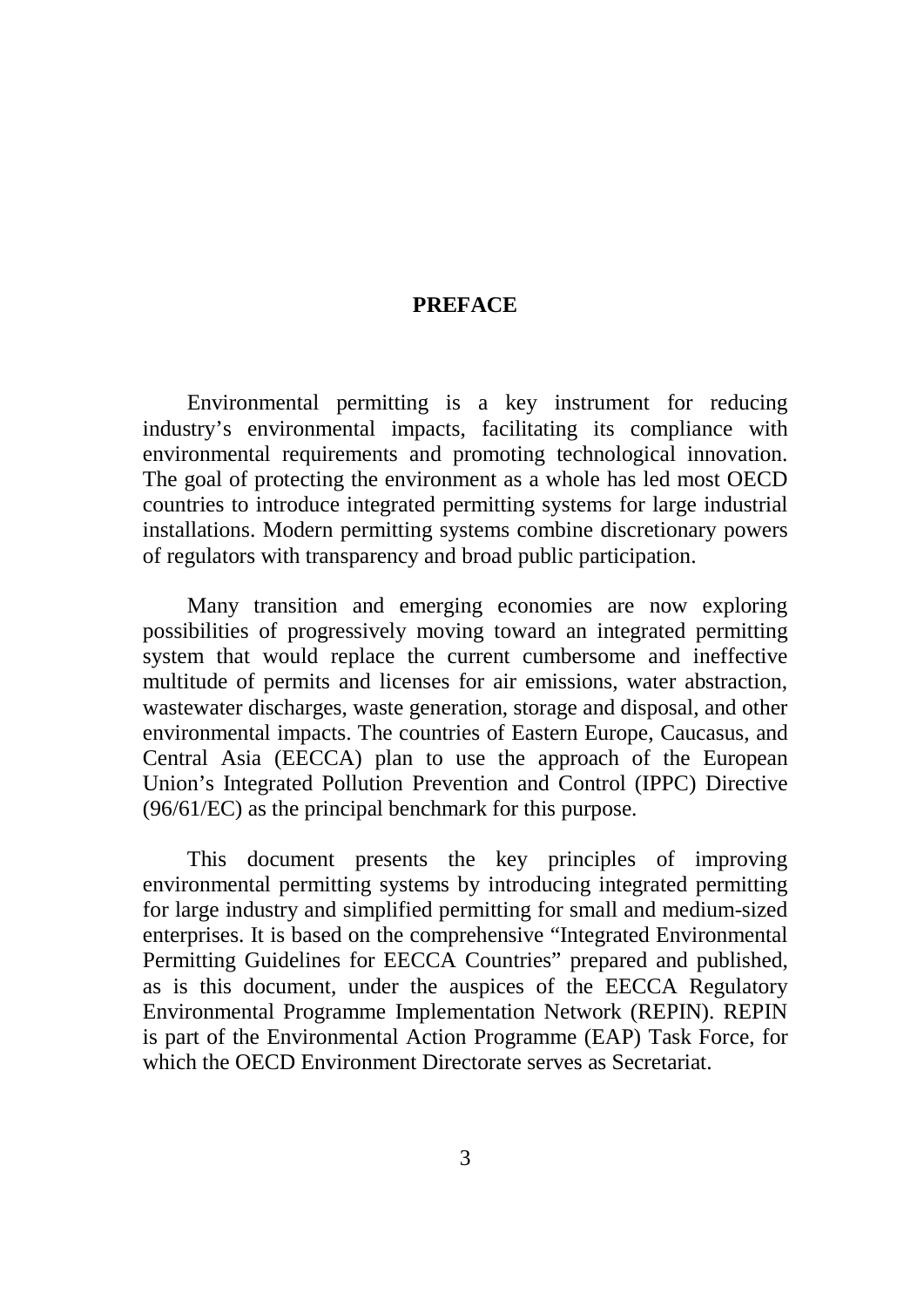# PREFACE

Environmental permitting is a key instrument for reducing industry's environmental impacts, facilitating its compliance with environmental requirements and promoting technological innovation. The goal of protecting the environment as a whole has led most OECD countries to introduce integrated permitting systems for large industrial installations. Modern permitting systems combine discretionary powers of regulators with transparency and broad public participation.

Many transition and emerging economies are now exploring possibilities of progressively moving toward an integrated permitting system that would replace the current cumbersome and ineffective multitude of permits and licenses for air emissions, water abstraction, wastewater discharges, waste generation, storage and disposal, and other environmental impacts. The countries of Eastern Europe, Caucasus, and Central Asia (EECCA) plan to use the approach of the European Union's Integrated Pollution Prevention and Control (IPPC) Directive (96/61/EC) as the principal benchmark for this purpose.

This document presents the key principles of improving environmental permitting systems by introducing integrated permitting for large industry and simplified permitting for small and medium-sized enterprises. It is based on the comprehensive "Integrated Environmental Permitting Guidelines for EECCA Countries" prepared and published, as is this document, under the auspices of the EECCA Regulatory Environmental Programme Implementation Network (REPIN). REPIN is part of the Environmental Action Programme (EAP) Task Force, for which the OECD Environment Directorate serves as Secretariat.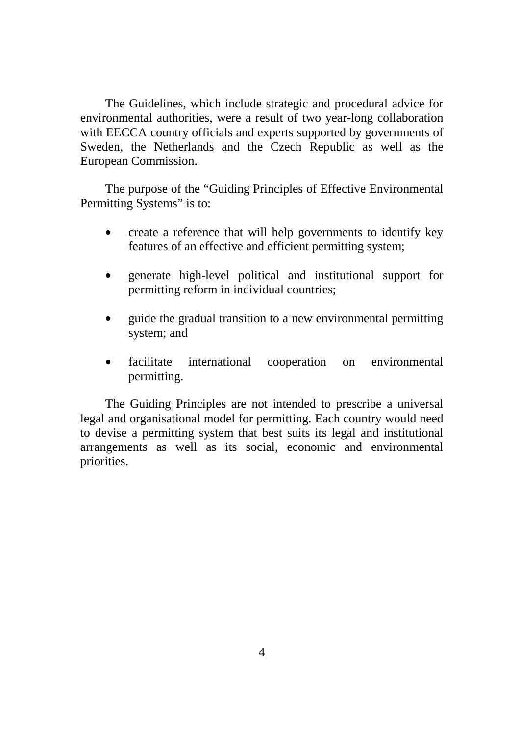The Guidelines, which include strategic and procedural advice for environmental authorities, were a result of two year-long collaboration with EECCA country officials and experts supported by governments of Sweden, the Netherlands and the Czech Republic as well as the European Commission.

The purpose of the "Guiding Principles of Effective Environmental Permitting Systems" is to:

- create a reference that will help governments to identify key features of an effective and efficient permitting system;
- generate high-level political and institutional support for permitting reform in individual countries;
- guide the gradual transition to a new environmental permitting system; and
- facilitate international cooperation on environmental permitting.

The Guiding Principles are not intended to prescribe a universal legal and organisational model for permitting. Each country would need to devise a permitting system that best suits its legal and institutional arrangements as well as its social, economic and environmental priorities.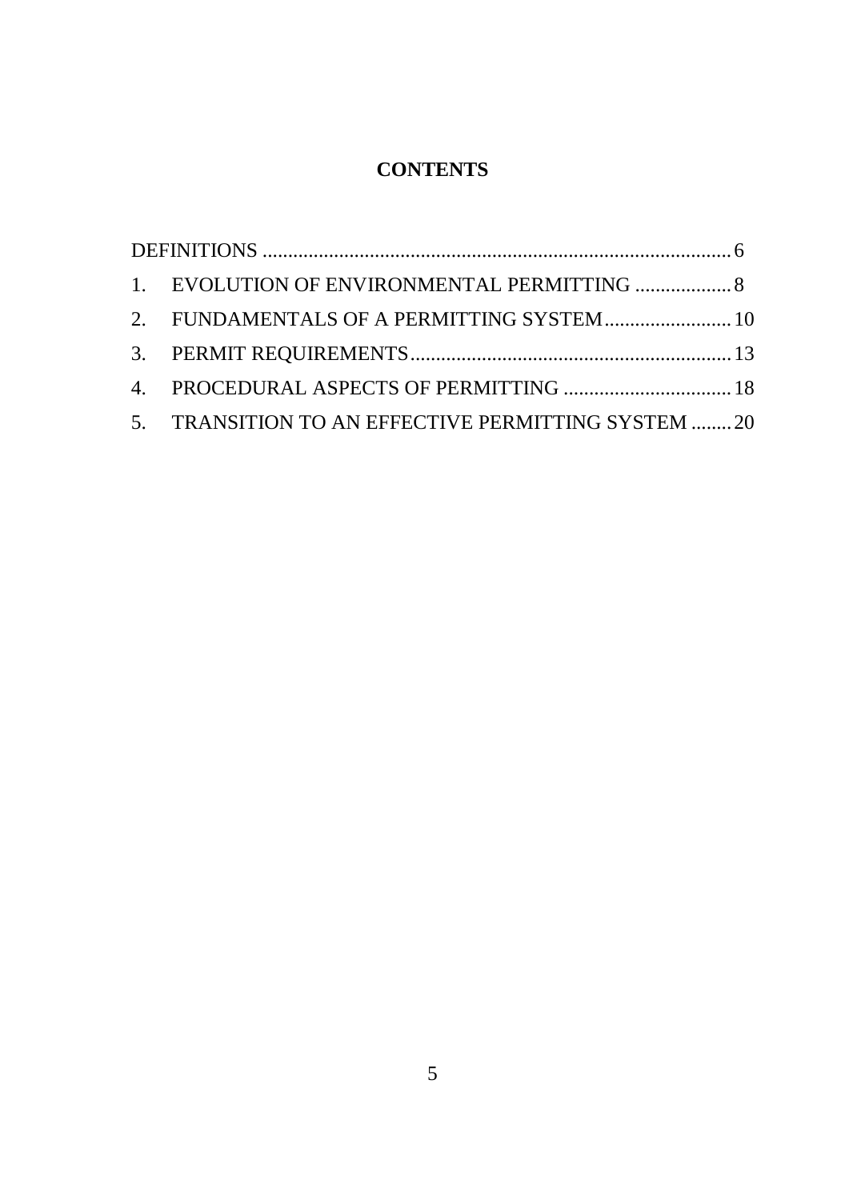# CONTENTS

DEFINITIONS .......................................................................................... 6

1. EVOLUTION OF ENVIRONMENTAL PERMITTING ................... 8
2. FUNDAMENTALS OF A PERMITTING SYSTEM......................... 10
3. PERMIT REQUIREMENTS.............................................................. 13
4. PROCEDURAL ASPECTS OF PERMITTING ................................. 18
5. TRANSITION TO AN EFFECTIVE PERMITTING SYSTEM ........ 20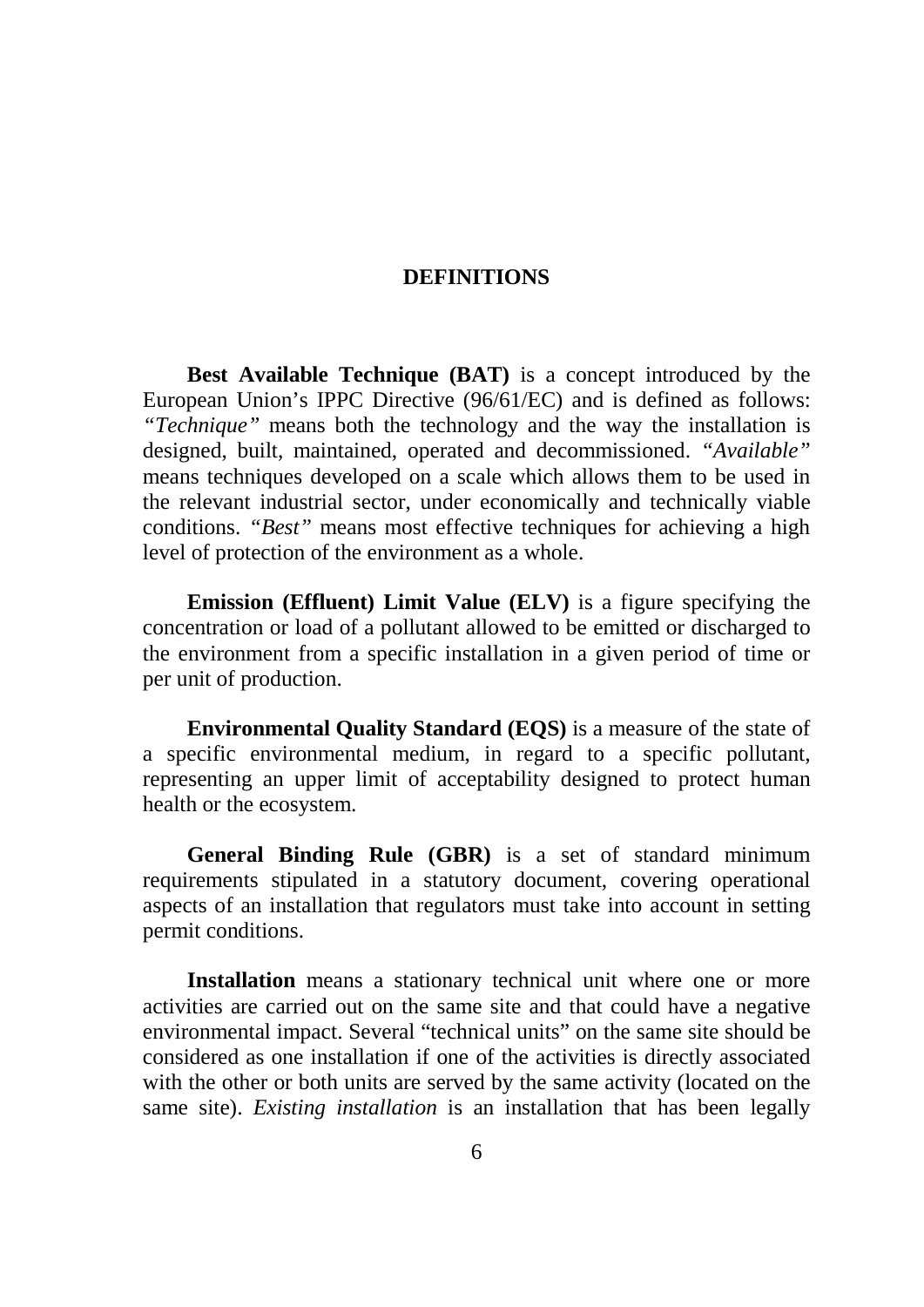## DEFINITIONS

**Best Available Technique (BAT)** is a concept introduced by the European Union's IPPC Directive (96/61/EC) and is defined as follows: *"Technique"* means both the technology and the way the installation is designed, built, maintained, operated and decommissioned. "*Available"* means techniques developed on a scale which allows them to be used in the relevant industrial sector, under economically and technically viable conditions. "*Best"* means most effective techniques for achieving a high level of protection of the environment as a whole.

**Emission (Effluent) Limit Value (ELV)** is a figure specifying the concentration or load of a pollutant allowed to be emitted or discharged to the environment from a specific installation in a given period of time or per unit of production.

**Environmental Quality Standard (EQS)** is a measure of the state of a specific environmental medium, in regard to a specific pollutant, representing an upper limit of acceptability designed to protect human health or the ecosystem.

**General Binding Rule (GBR)** is a set of standard minimum requirements stipulated in a statutory document, covering operational aspects of an installation that regulators must take into account in setting permit conditions.

**Installation** means a stationary technical unit where one or more activities are carried out on the same site and that could have a negative environmental impact. Several "technical units" on the same site should be considered as one installation if one of the activities is directly associated with the other or both units are served by the same activity (located on the same site). *Existing installation* is an installation that has been legally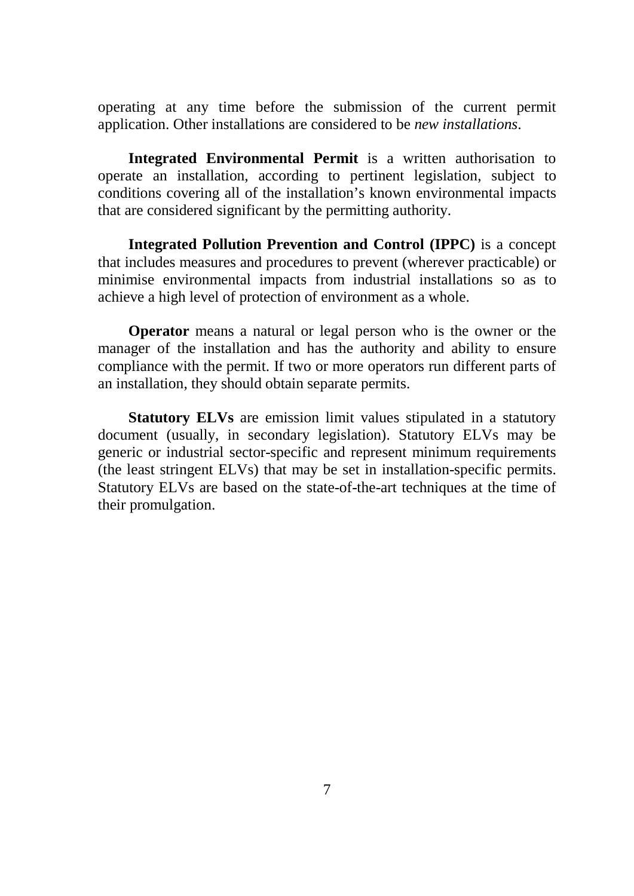operating at any time before the submission of the current permit application. Other installations are considered to be *new installations*.

**Integrated Environmental Permit** is a written authorisation to operate an installation, according to pertinent legislation, subject to conditions covering all of the installation's known environmental impacts that are considered significant by the permitting authority.

**Integrated Pollution Prevention and Control (IPPC)** is a concept that includes measures and procedures to prevent (wherever practicable) or minimise environmental impacts from industrial installations so as to achieve a high level of protection of environment as a whole.

**Operator** means a natural or legal person who is the owner or the manager of the installation and has the authority and ability to ensure compliance with the permit. If two or more operators run different parts of an installation, they should obtain separate permits.

**Statutory ELVs** are emission limit values stipulated in a statutory document (usually, in secondary legislation). Statutory ELVs may be generic or industrial sector-specific and represent minimum requirements (the least stringent ELVs) that may be set in installation-specific permits. Statutory ELVs are based on the state-of-the-art techniques at the time of their promulgation.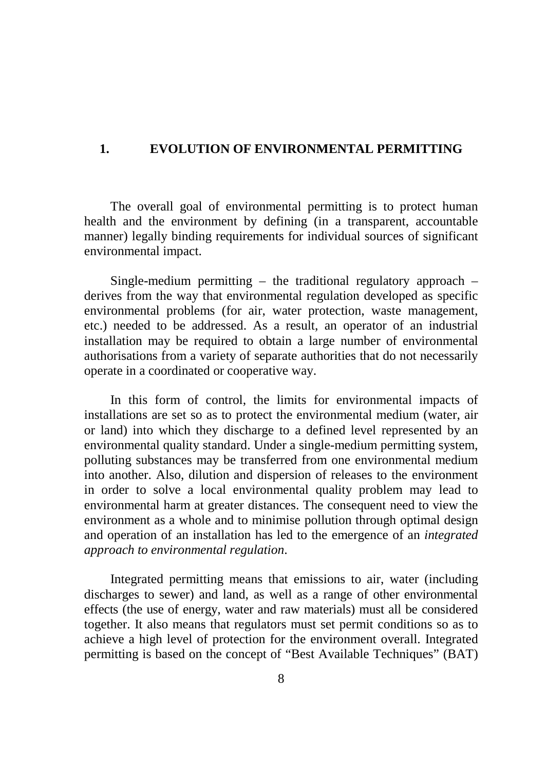# 1. EVOLUTION OF ENVIRONMENTAL PERMITTING

The overall goal of environmental permitting is to protect human health and the environment by defining (in a transparent, accountable manner) legally binding requirements for individual sources of significant environmental impact.

Single-medium permitting – the traditional regulatory approach – derives from the way that environmental regulation developed as specific environmental problems (for air, water protection, waste management, etc.) needed to be addressed. As a result, an operator of an industrial installation may be required to obtain a large number of environmental authorisations from a variety of separate authorities that do not necessarily operate in a coordinated or cooperative way.

In this form of control, the limits for environmental impacts of installations are set so as to protect the environmental medium (water, air or land) into which they discharge to a defined level represented by an environmental quality standard. Under a single-medium permitting system, polluting substances may be transferred from one environmental medium into another. Also, dilution and dispersion of releases to the environment in order to solve a local environmental quality problem may lead to environmental harm at greater distances. The consequent need to view the environment as a whole and to minimise pollution through optimal design and operation of an installation has led to the emergence of an *integrated approach to environmental regulation*.

Integrated permitting means that emissions to air, water (including discharges to sewer) and land, as well as a range of other environmental effects (the use of energy, water and raw materials) must all be considered together. It also means that regulators must set permit conditions so as to achieve a high level of protection for the environment overall. Integrated permitting is based on the concept of "Best Available Techniques" (BAT)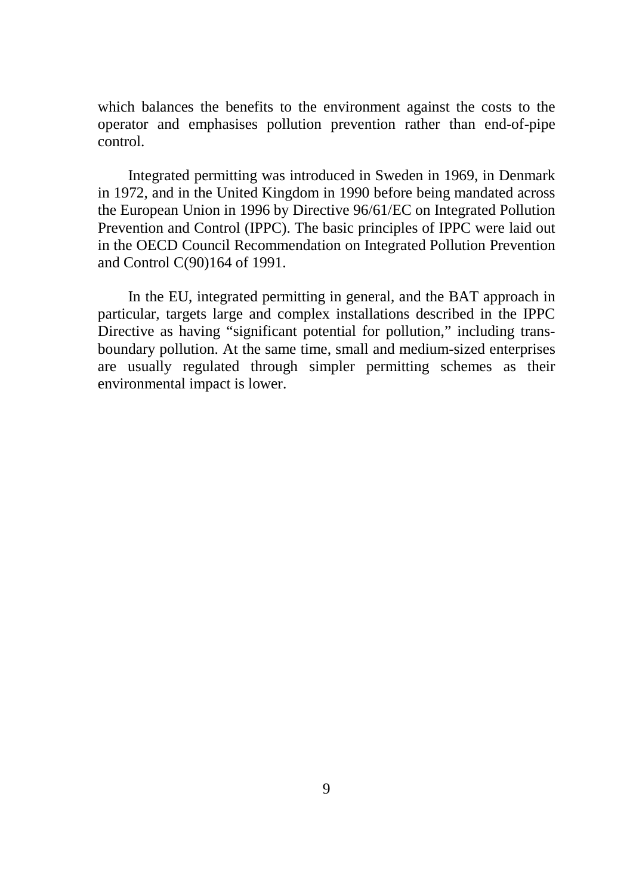which balances the benefits to the environment against the costs to the operator and emphasises pollution prevention rather than end-of-pipe control.

Integrated permitting was introduced in Sweden in 1969, in Denmark in 1972, and in the United Kingdom in 1990 before being mandated across the European Union in 1996 by Directive 96/61/EC on Integrated Pollution Prevention and Control (IPPC). The basic principles of IPPC were laid out in the OECD Council Recommendation on Integrated Pollution Prevention and Control C(90)164 of 1991.

In the EU, integrated permitting in general, and the BAT approach in particular, targets large and complex installations described in the IPPC Directive as having "significant potential for pollution," including trans-boundary pollution. At the same time, small and medium-sized enterprises are usually regulated through simpler permitting schemes as their environmental impact is lower.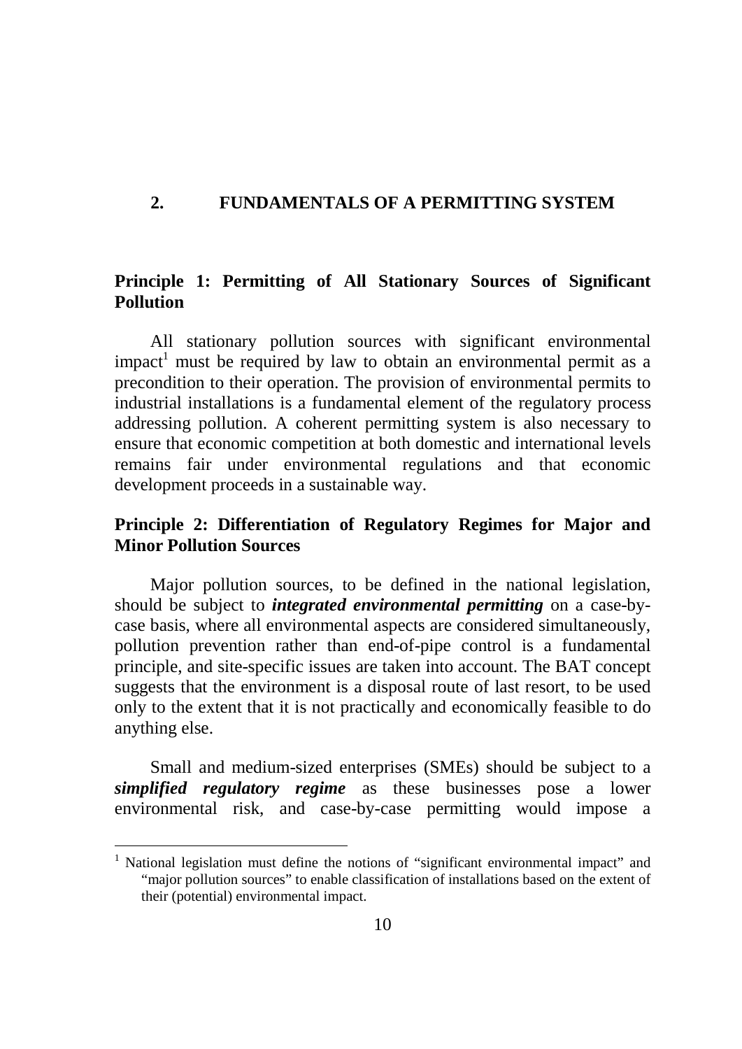## 2. FUNDAMENTALS OF A PERMITTING SYSTEM

### Principle 1: Permitting of All Stationary Sources of Significant Pollution

All stationary pollution sources with significant environmental impact[1] must be required by law to obtain an environmental permit as a precondition to their operation. The provision of environmental permits to industrial installations is a fundamental element of the regulatory process addressing pollution. A coherent permitting system is also necessary to ensure that economic competition at both domestic and international levels remains fair under environmental regulations and that economic development proceeds in a sustainable way.

### Principle 2: Differentiation of Regulatory Regimes for Major and Minor Pollution Sources

Major pollution sources, to be defined in the national legislation, should be subject to ***integrated environmental permitting*** on a case-by-case basis, where all environmental aspects are considered simultaneously, pollution prevention rather than end-of-pipe control is a fundamental principle, and site-specific issues are taken into account. The BAT concept suggests that the environment is a disposal route of last resort, to be used only to the extent that it is not practically and economically feasible to do anything else.

Small and medium-sized enterprises (SMEs) should be subject to a ***simplified regulatory regime*** as these businesses pose a lower environmental risk, and case-by-case permitting would impose a

---

[1] National legislation must define the notions of "significant environmental impact" and "major pollution sources" to enable classification of installations based on the extent of their (potential) environmental impact.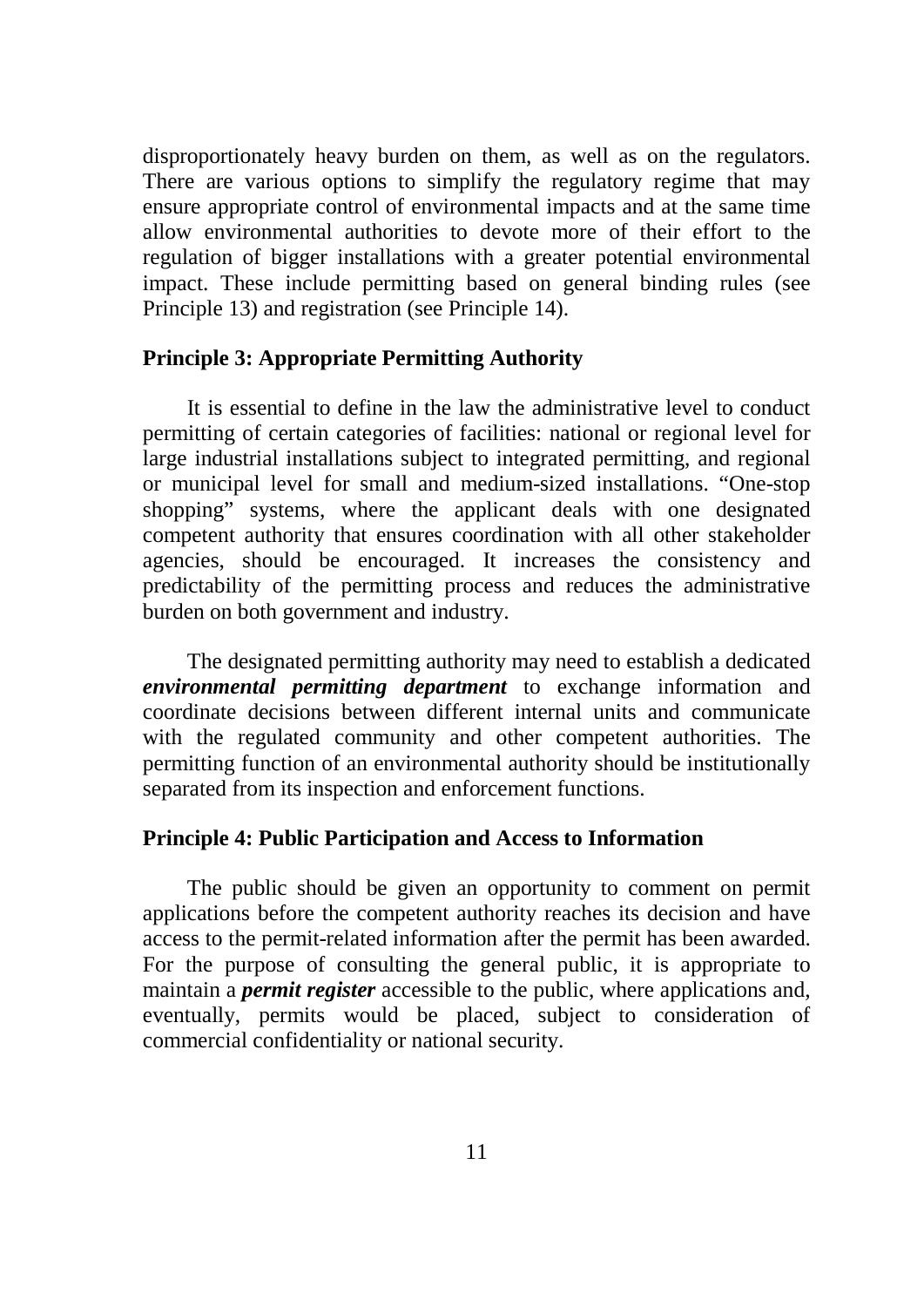disproportionately heavy burden on them, as well as on the regulators. There are various options to simplify the regulatory regime that may ensure appropriate control of environmental impacts and at the same time allow environmental authorities to devote more of their effort to the regulation of bigger installations with a greater potential environmental impact. These include permitting based on general binding rules (see Principle 13) and registration (see Principle 14).

### Principle 3: Appropriate Permitting Authority

It is essential to define in the law the administrative level to conduct permitting of certain categories of facilities: national or regional level for large industrial installations subject to integrated permitting, and regional or municipal level for small and medium-sized installations. "One-stop shopping" systems, where the applicant deals with one designated competent authority that ensures coordination with all other stakeholder agencies, should be encouraged. It increases the consistency and predictability of the permitting process and reduces the administrative burden on both government and industry.

The designated permitting authority may need to establish a dedicated ***environmental permitting department*** to exchange information and coordinate decisions between different internal units and communicate with the regulated community and other competent authorities. The permitting function of an environmental authority should be institutionally separated from its inspection and enforcement functions.

### Principle 4: Public Participation and Access to Information

The public should be given an opportunity to comment on permit applications before the competent authority reaches its decision and have access to the permit-related information after the permit has been awarded. For the purpose of consulting the general public, it is appropriate to maintain a ***permit register*** accessible to the public, where applications and, eventually, permits would be placed, subject to consideration of commercial confidentiality or national security.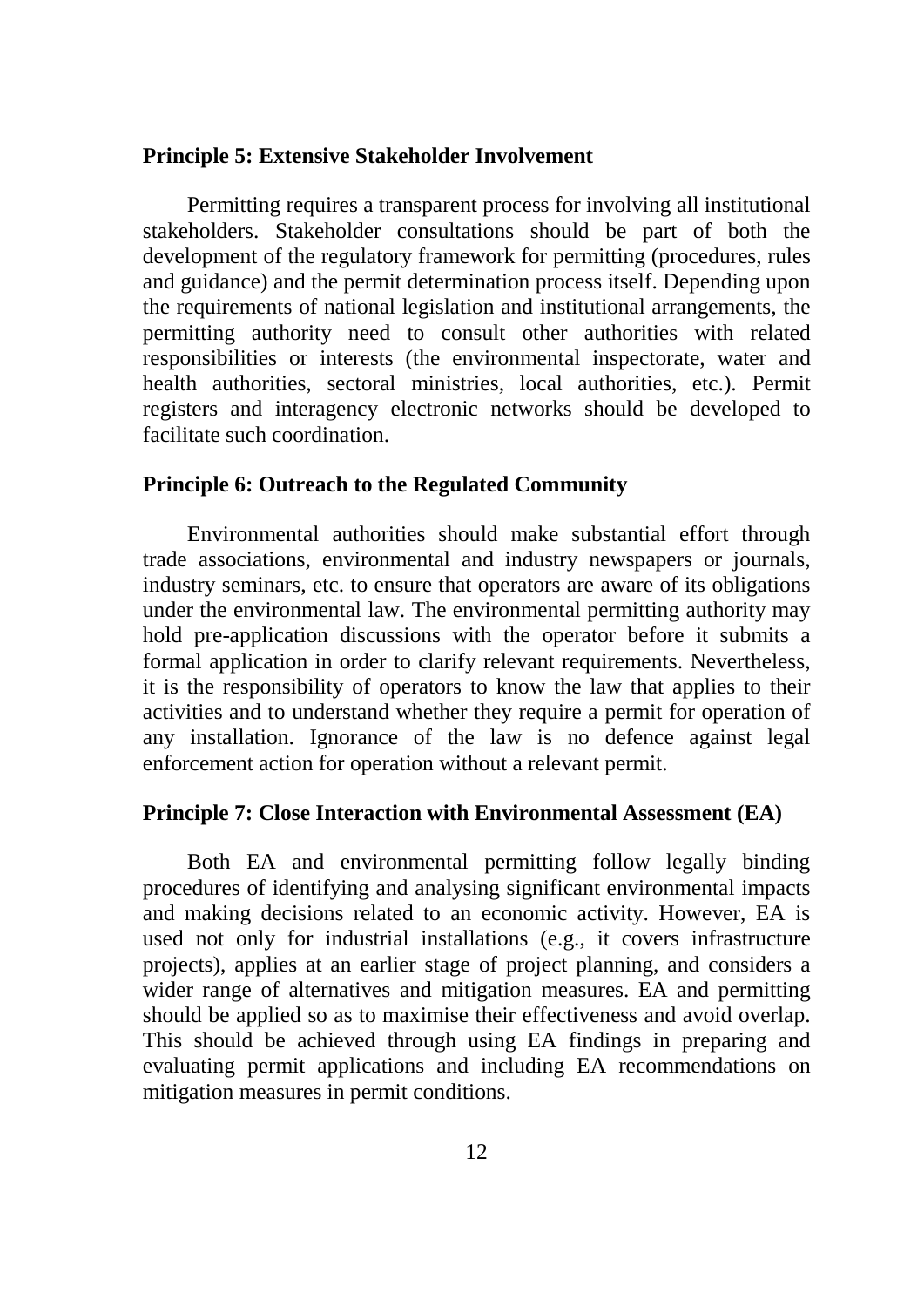**Principle 5: Extensive Stakeholder Involvement**

Permitting requires a transparent process for involving all institutional stakeholders. Stakeholder consultations should be part of both the development of the regulatory framework for permitting (procedures, rules and guidance) and the permit determination process itself. Depending upon the requirements of national legislation and institutional arrangements, the permitting authority need to consult other authorities with related responsibilities or interests (the environmental inspectorate, water and health authorities, sectoral ministries, local authorities, etc.). Permit registers and interagency electronic networks should be developed to facilitate such coordination.

**Principle 6: Outreach to the Regulated Community**

Environmental authorities should make substantial effort through trade associations, environmental and industry newspapers or journals, industry seminars, etc. to ensure that operators are aware of its obligations under the environmental law. The environmental permitting authority may hold pre-application discussions with the operator before it submits a formal application in order to clarify relevant requirements. Nevertheless, it is the responsibility of operators to know the law that applies to their activities and to understand whether they require a permit for operation of any installation. Ignorance of the law is no defence against legal enforcement action for operation without a relevant permit.

**Principle 7: Close Interaction with Environmental Assessment (EA)**

Both EA and environmental permitting follow legally binding procedures of identifying and analysing significant environmental impacts and making decisions related to an economic activity. However, EA is used not only for industrial installations (e.g., it covers infrastructure projects), applies at an earlier stage of project planning, and considers a wider range of alternatives and mitigation measures. EA and permitting should be applied so as to maximise their effectiveness and avoid overlap. This should be achieved through using EA findings in preparing and evaluating permit applications and including EA recommendations on mitigation measures in permit conditions.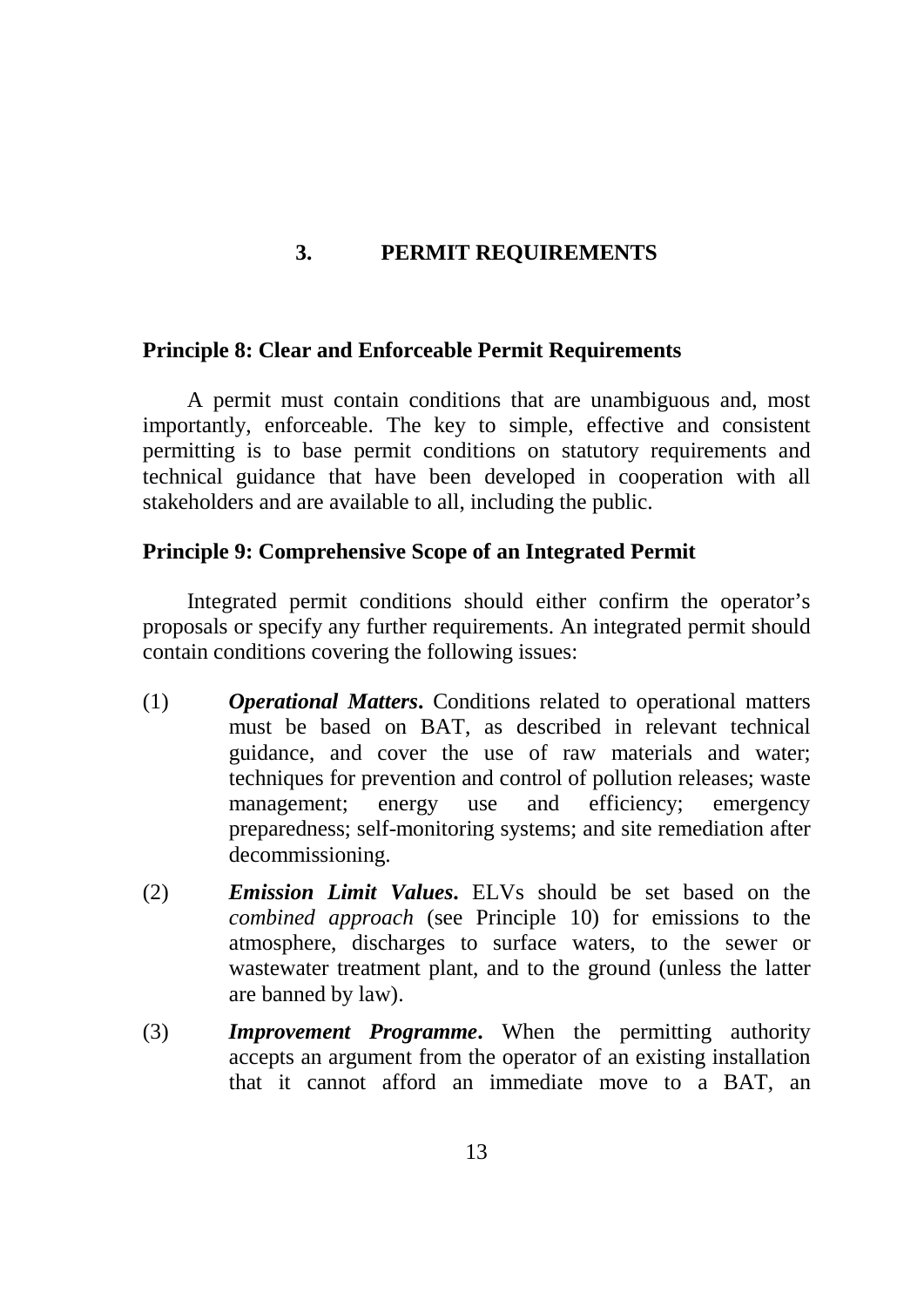## 3. PERMIT REQUIREMENTS

### Principle 8: Clear and Enforceable Permit Requirements

A permit must contain conditions that are unambiguous and, most importantly, enforceable. The key to simple, effective and consistent permitting is to base permit conditions on statutory requirements and technical guidance that have been developed in cooperation with all stakeholders and are available to all, including the public.

### Principle 9: Comprehensive Scope of an Integrated Permit

Integrated permit conditions should either confirm the operator's proposals or specify any further requirements. An integrated permit should contain conditions covering the following issues:

(1) ***Operational Matters*.** Conditions related to operational matters must be based on BAT, as described in relevant technical guidance, and cover the use of raw materials and water; techniques for prevention and control of pollution releases; waste management; energy use and efficiency; emergency preparedness; self-monitoring systems; and site remediation after decommissioning.

(2) ***Emission Limit Values*.** ELVs should be set based on the *combined approach* (see Principle 10) for emissions to the atmosphere, discharges to surface waters, to the sewer or wastewater treatment plant, and to the ground (unless the latter are banned by law).

(3) ***Improvement Programme*.** When the permitting authority accepts an argument from the operator of an existing installation that it cannot afford an immediate move to a BAT, an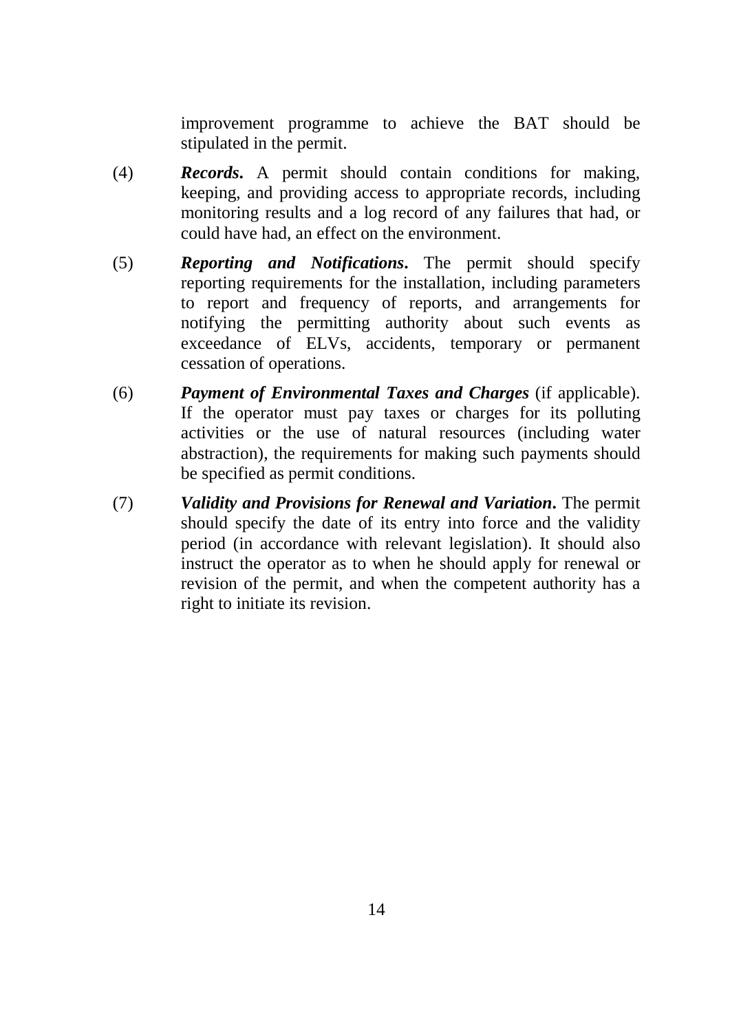improvement programme to achieve the BAT should be stipulated in the permit.

(4) ***Records***. A permit should contain conditions for making, keeping, and providing access to appropriate records, including monitoring results and a log record of any failures that had, or could have had, an effect on the environment.

(5) ***Reporting and Notifications***. The permit should specify reporting requirements for the installation, including parameters to report and frequency of reports, and arrangements for notifying the permitting authority about such events as exceedance of ELVs, accidents, temporary or permanent cessation of operations.

(6) ***Payment of Environmental Taxes and Charges*** (if applicable). If the operator must pay taxes or charges for its polluting activities or the use of natural resources (including water abstraction), the requirements for making such payments should be specified as permit conditions.

(7) ***Validity and Provisions for Renewal and Variation***. The permit should specify the date of its entry into force and the validity period (in accordance with relevant legislation). It should also instruct the operator as to when he should apply for renewal or revision of the permit, and when the competent authority has a right to initiate its revision.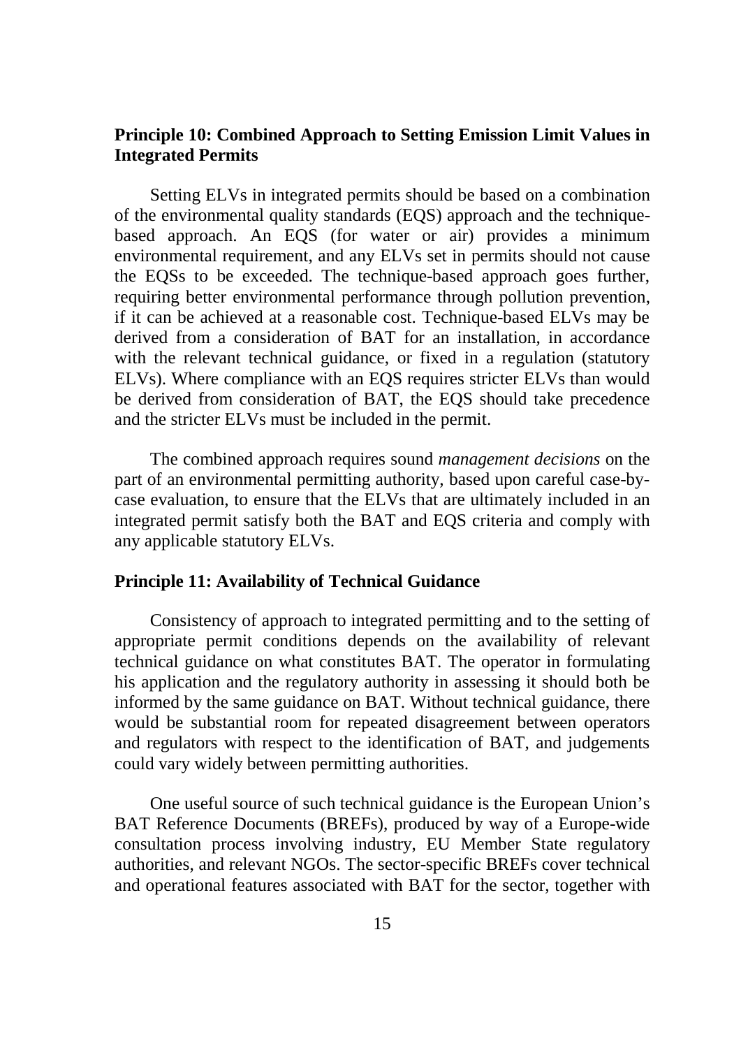## Principle 10: Combined Approach to Setting Emission Limit Values in Integrated Permits

Setting ELVs in integrated permits should be based on a combination of the environmental quality standards (EQS) approach and the technique-based approach. An EQS (for water or air) provides a minimum environmental requirement, and any ELVs set in permits should not cause the EQSs to be exceeded. The technique-based approach goes further, requiring better environmental performance through pollution prevention, if it can be achieved at a reasonable cost. Technique-based ELVs may be derived from a consideration of BAT for an installation, in accordance with the relevant technical guidance, or fixed in a regulation (statutory ELVs). Where compliance with an EQS requires stricter ELVs than would be derived from consideration of BAT, the EQS should take precedence and the stricter ELVs must be included in the permit.

The combined approach requires sound *management decisions* on the part of an environmental permitting authority, based upon careful case-by-case evaluation, to ensure that the ELVs that are ultimately included in an integrated permit satisfy both the BAT and EQS criteria and comply with any applicable statutory ELVs.

## Principle 11: Availability of Technical Guidance

Consistency of approach to integrated permitting and to the setting of appropriate permit conditions depends on the availability of relevant technical guidance on what constitutes BAT. The operator in formulating his application and the regulatory authority in assessing it should both be informed by the same guidance on BAT. Without technical guidance, there would be substantial room for repeated disagreement between operators and regulators with respect to the identification of BAT, and judgements could vary widely between permitting authorities.

One useful source of such technical guidance is the European Union's BAT Reference Documents (BREFs), produced by way of a Europe-wide consultation process involving industry, EU Member State regulatory authorities, and relevant NGOs. The sector-specific BREFs cover technical and operational features associated with BAT for the sector, together with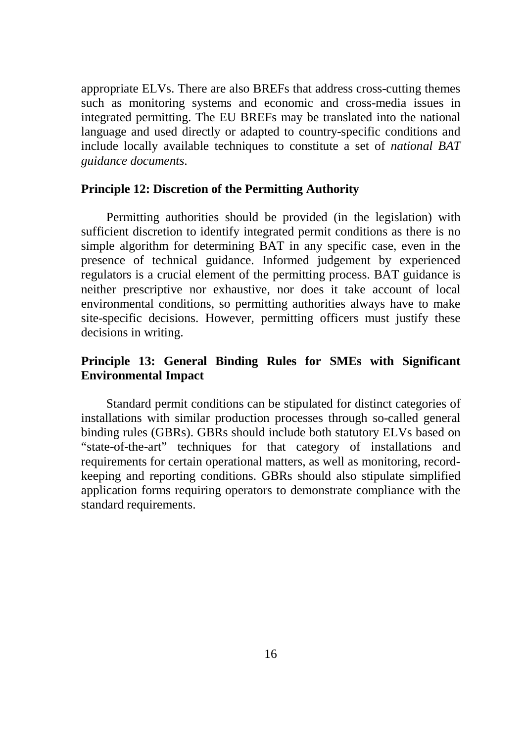appropriate ELVs. There are also BREFs that address cross-cutting themes such as monitoring systems and economic and cross-media issues in integrated permitting. The EU BREFs may be translated into the national language and used directly or adapted to country-specific conditions and include locally available techniques to constitute a set of *national BAT guidance documents*.

### Principle 12: Discretion of the Permitting Authority

Permitting authorities should be provided (in the legislation) with sufficient discretion to identify integrated permit conditions as there is no simple algorithm for determining BAT in any specific case, even in the presence of technical guidance. Informed judgement by experienced regulators is a crucial element of the permitting process. BAT guidance is neither prescriptive nor exhaustive, nor does it take account of local environmental conditions, so permitting authorities always have to make site-specific decisions. However, permitting officers must justify these decisions in writing.

### Principle 13: General Binding Rules for SMEs with Significant Environmental Impact

Standard permit conditions can be stipulated for distinct categories of installations with similar production processes through so-called general binding rules (GBRs). GBRs should include both statutory ELVs based on "state-of-the-art" techniques for that category of installations and requirements for certain operational matters, as well as monitoring, record-keeping and reporting conditions. GBRs should also stipulate simplified application forms requiring operators to demonstrate compliance with the standard requirements.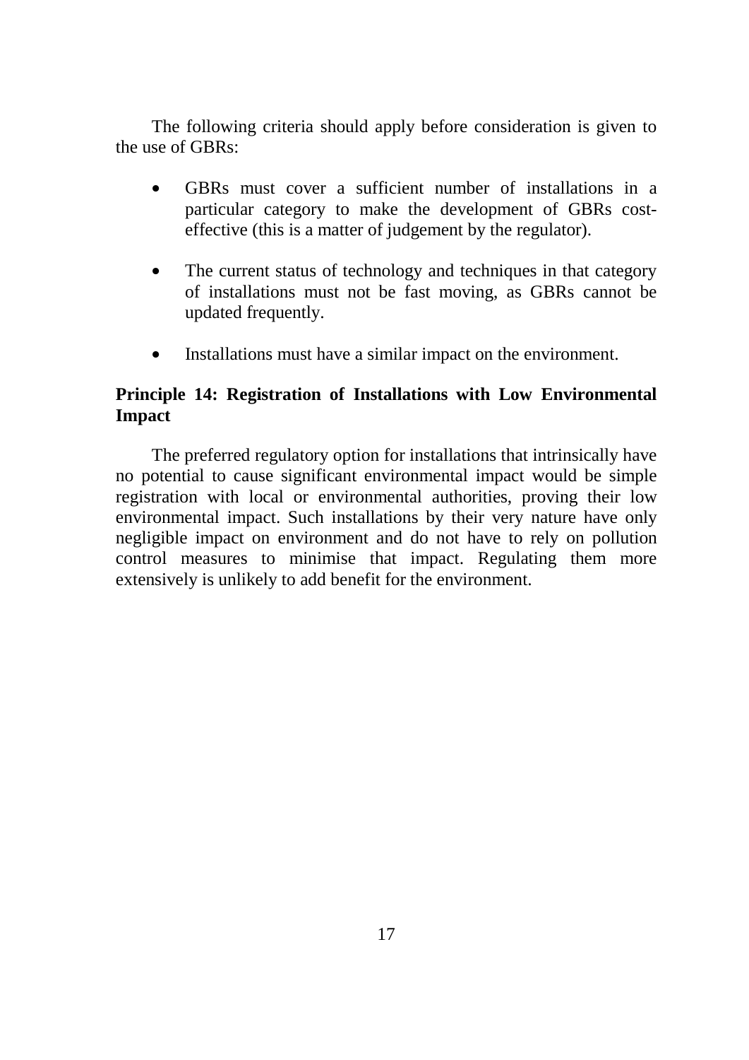The following criteria should apply before consideration is given to the use of GBRs:

- GBRs must cover a sufficient number of installations in a particular category to make the development of GBRs cost-effective (this is a matter of judgement by the regulator).

- The current status of technology and techniques in that category of installations must not be fast moving, as GBRs cannot be updated frequently.

- Installations must have a similar impact on the environment.

**Principle 14: Registration of Installations with Low Environmental Impact**

The preferred regulatory option for installations that intrinsically have no potential to cause significant environmental impact would be simple registration with local or environmental authorities, proving their low environmental impact. Such installations by their very nature have only negligible impact on environment and do not have to rely on pollution control measures to minimise that impact. Regulating them more extensively is unlikely to add benefit for the environment.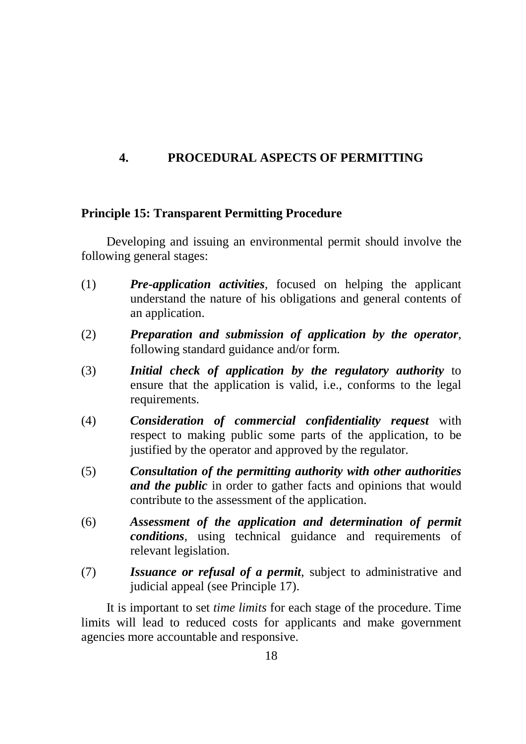## 4. PROCEDURAL ASPECTS OF PERMITTING

### Principle 15: Transparent Permitting Procedure

Developing and issuing an environmental permit should involve the following general stages:

(1) ***Pre-application activities***, focused on helping the applicant understand the nature of his obligations and general contents of an application.

(2) ***Preparation and submission of application by the operator***, following standard guidance and/or form.

(3) ***Initial check of application by the regulatory authority*** to ensure that the application is valid, i.e., conforms to the legal requirements.

(4) ***Consideration of commercial confidentiality request*** with respect to making public some parts of the application, to be justified by the operator and approved by the regulator.

(5) ***Consultation of the permitting authority with other authorities and the public*** in order to gather facts and opinions that would contribute to the assessment of the application.

(6) ***Assessment of the application and determination of permit conditions***, using technical guidance and requirements of relevant legislation.

(7) ***Issuance or refusal of a permit***, subject to administrative and judicial appeal (see Principle 17).

It is important to set *time limits* for each stage of the procedure. Time limits will lead to reduced costs for applicants and make government agencies more accountable and responsive.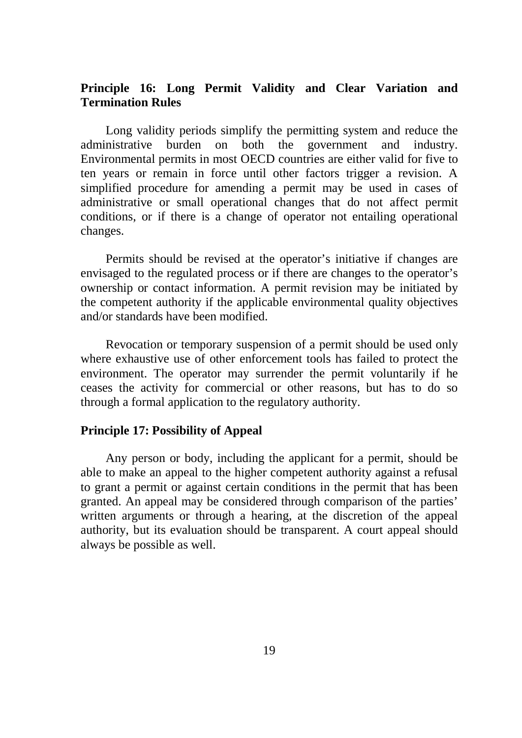## Principle 16: Long Permit Validity and Clear Variation and Termination Rules

Long validity periods simplify the permitting system and reduce the administrative burden on both the government and industry. Environmental permits in most OECD countries are either valid for five to ten years or remain in force until other factors trigger a revision. A simplified procedure for amending a permit may be used in cases of administrative or small operational changes that do not affect permit conditions, or if there is a change of operator not entailing operational changes.

Permits should be revised at the operator's initiative if changes are envisaged to the regulated process or if there are changes to the operator's ownership or contact information. A permit revision may be initiated by the competent authority if the applicable environmental quality objectives and/or standards have been modified.

Revocation or temporary suspension of a permit should be used only where exhaustive use of other enforcement tools has failed to protect the environment. The operator may surrender the permit voluntarily if he ceases the activity for commercial or other reasons, but has to do so through a formal application to the regulatory authority.

## Principle 17: Possibility of Appeal

Any person or body, including the applicant for a permit, should be able to make an appeal to the higher competent authority against a refusal to grant a permit or against certain conditions in the permit that has been granted. An appeal may be considered through comparison of the parties' written arguments or through a hearing, at the discretion of the appeal authority, but its evaluation should be transparent. A court appeal should always be possible as well.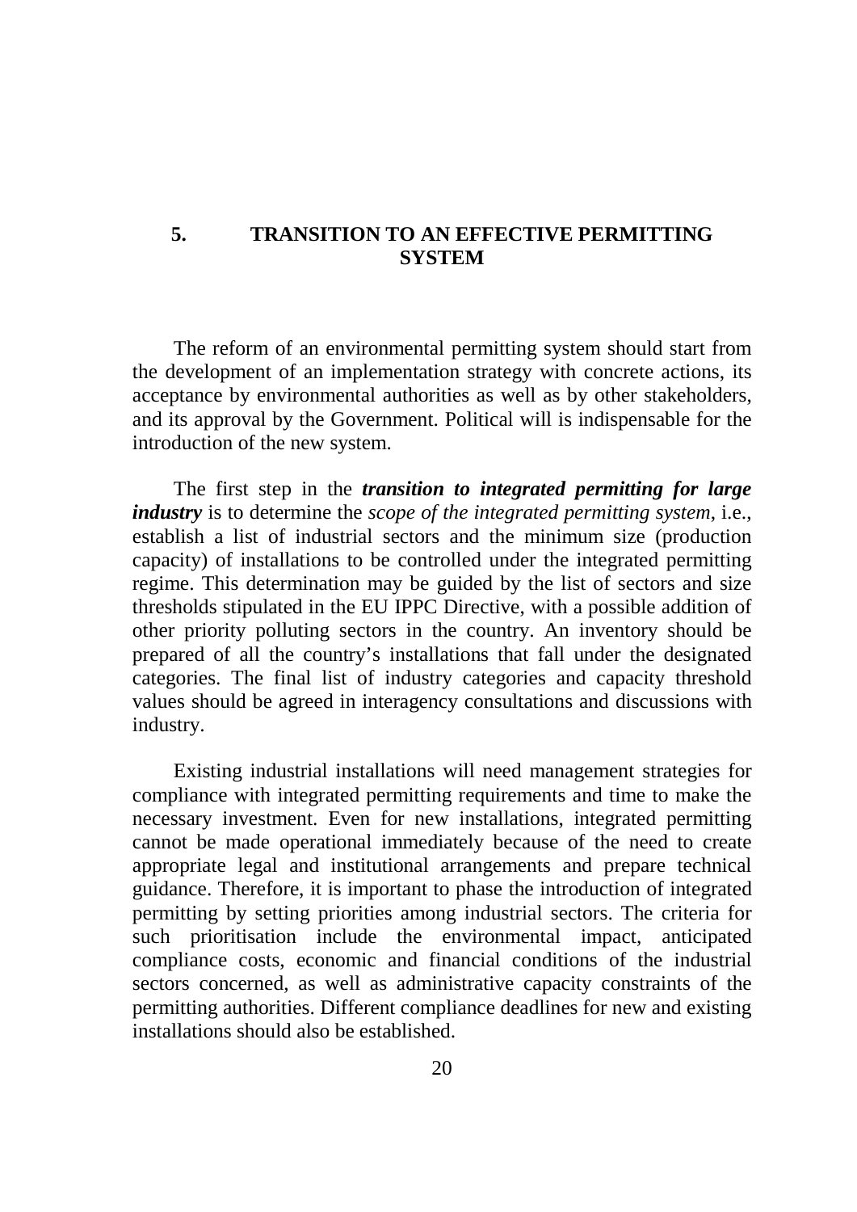# 5. TRANSITION TO AN EFFECTIVE PERMITTING SYSTEM

The reform of an environmental permitting system should start from the development of an implementation strategy with concrete actions, its acceptance by environmental authorities as well as by other stakeholders, and its approval by the Government. Political will is indispensable for the introduction of the new system.

The first step in the ***transition to integrated permitting for large industry*** is to determine the *scope of the integrated permitting system*, i.e., establish a list of industrial sectors and the minimum size (production capacity) of installations to be controlled under the integrated permitting regime. This determination may be guided by the list of sectors and size thresholds stipulated in the EU IPPC Directive, with a possible addition of other priority polluting sectors in the country. An inventory should be prepared of all the country's installations that fall under the designated categories. The final list of industry categories and capacity threshold values should be agreed in interagency consultations and discussions with industry.

Existing industrial installations will need management strategies for compliance with integrated permitting requirements and time to make the necessary investment. Even for new installations, integrated permitting cannot be made operational immediately because of the need to create appropriate legal and institutional arrangements and prepare technical guidance. Therefore, it is important to phase the introduction of integrated permitting by setting priorities among industrial sectors. The criteria for such prioritisation include the environmental impact, anticipated compliance costs, economic and financial conditions of the industrial sectors concerned, as well as administrative capacity constraints of the permitting authorities. Different compliance deadlines for new and existing installations should also be established.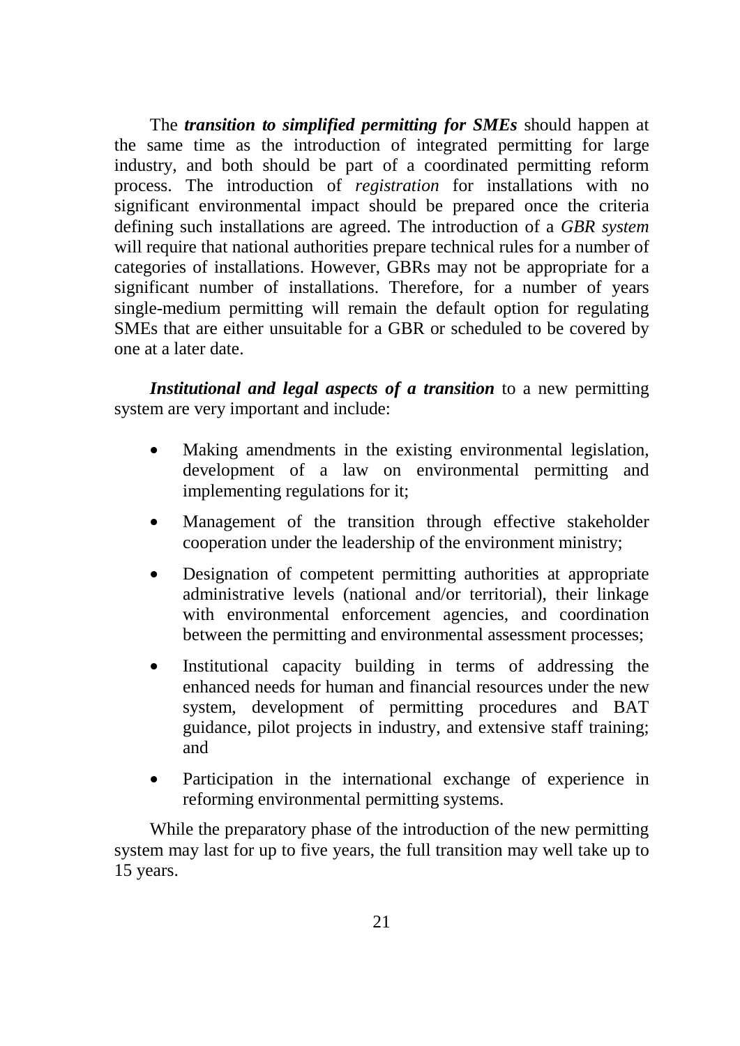The ***transition to simplified permitting for SMEs*** should happen at the same time as the introduction of integrated permitting for large industry, and both should be part of a coordinated permitting reform process. The introduction of *registration* for installations with no significant environmental impact should be prepared once the criteria defining such installations are agreed. The introduction of a *GBR system* will require that national authorities prepare technical rules for a number of categories of installations. However, GBRs may not be appropriate for a significant number of installations. Therefore, for a number of years single-medium permitting will remain the default option for regulating SMEs that are either unsuitable for a GBR or scheduled to be covered by one at a later date.

***Institutional and legal aspects of a transition*** to a new permitting system are very important and include:

- Making amendments in the existing environmental legislation, development of a law on environmental permitting and implementing regulations for it;
- Management of the transition through effective stakeholder cooperation under the leadership of the environment ministry;
- Designation of competent permitting authorities at appropriate administrative levels (national and/or territorial), their linkage with environmental enforcement agencies, and coordination between the permitting and environmental assessment processes;
- Institutional capacity building in terms of addressing the enhanced needs for human and financial resources under the new system, development of permitting procedures and BAT guidance, pilot projects in industry, and extensive staff training; and
- Participation in the international exchange of experience in reforming environmental permitting systems.

While the preparatory phase of the introduction of the new permitting system may last for up to five years, the full transition may well take up to 15 years.